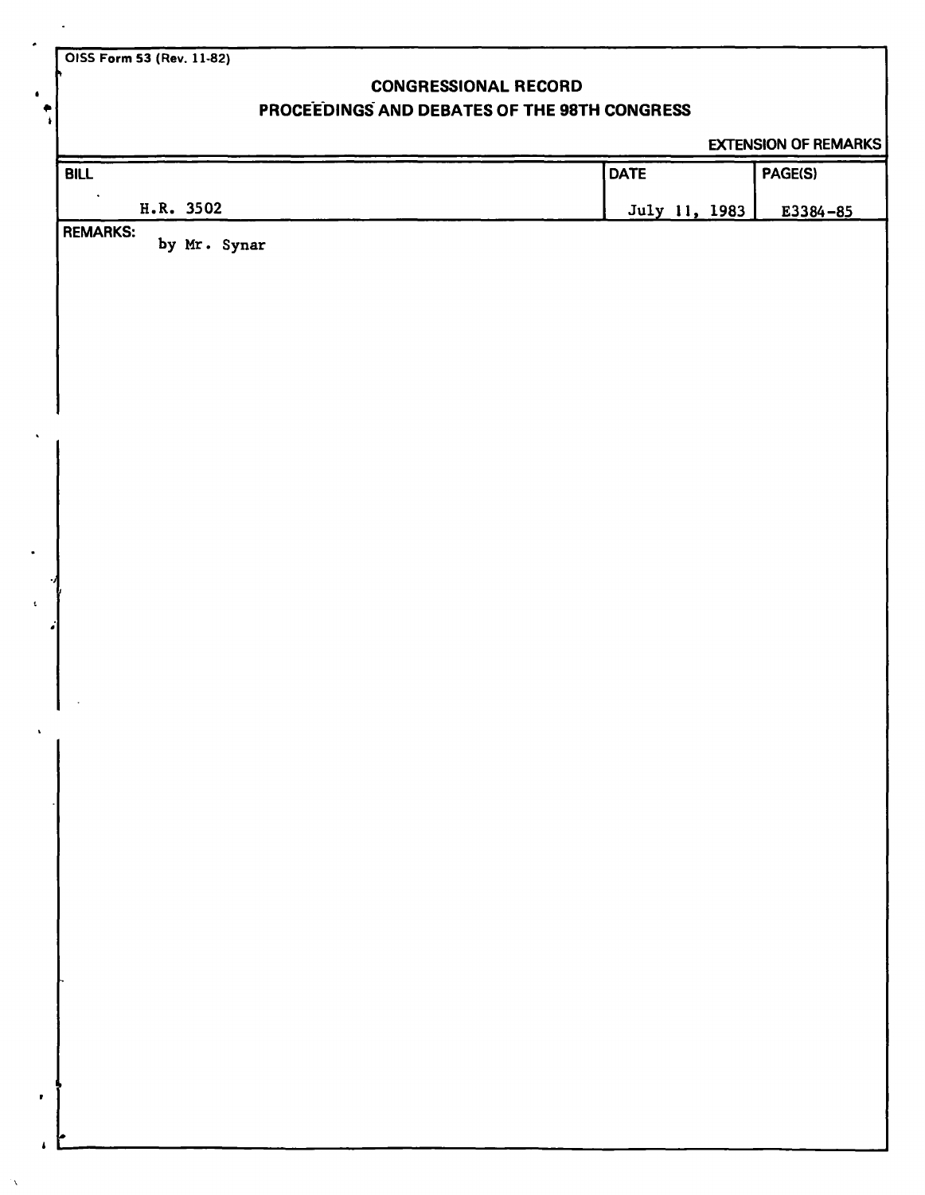OISS Form 53 (Rev. 11-82)

## CONGRESSIONAL RECORD

## PROCEEDINGS AND DEBATES OF THE 98TH CONGRESS

EXTENSION OF REMARKS

| BILL | DATE | PAGE(S) |
|---|---|---|
| H.R. 3502 | July 11, 1983 | E3384-85 |

REMARKS:
by Mr. Synar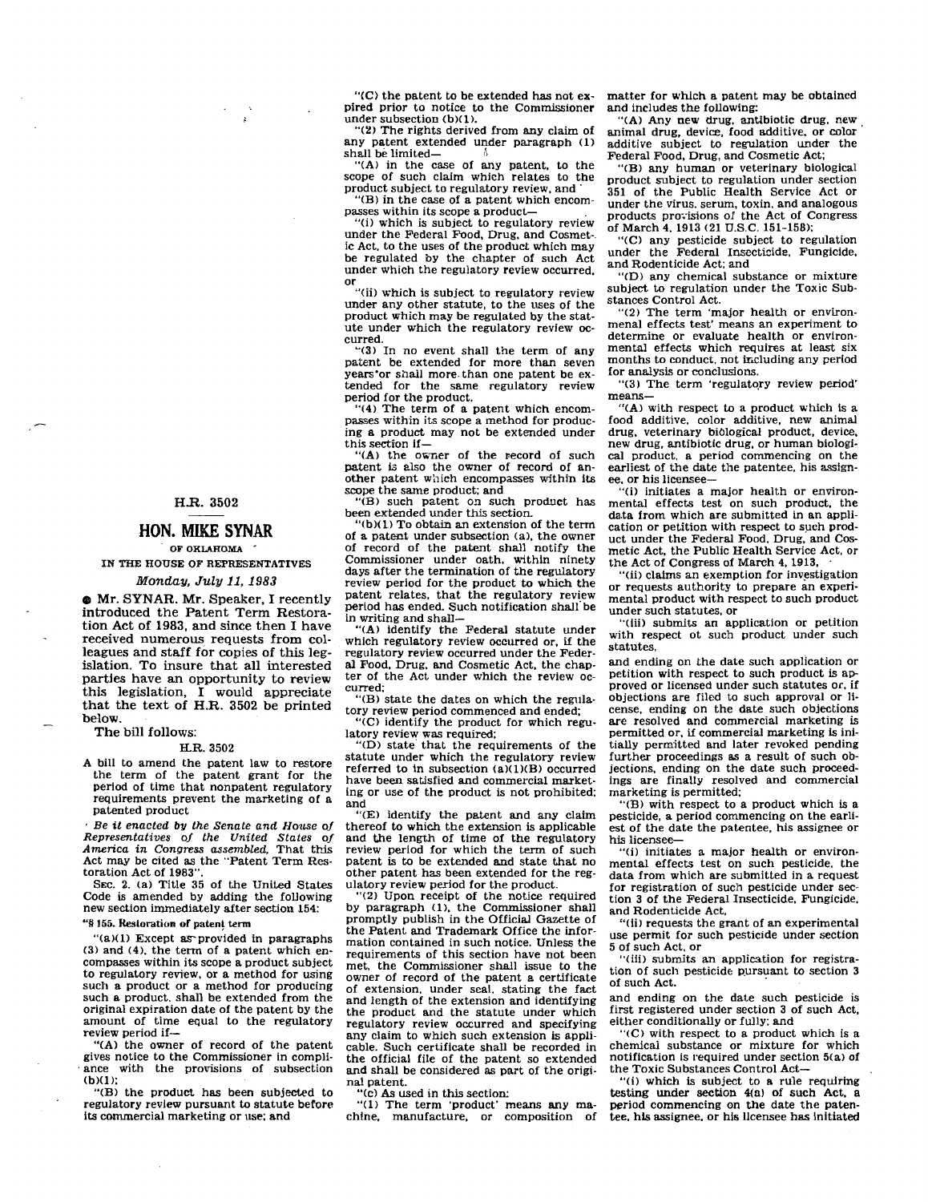## H.R. 3502

## HON. MIKE SYNAR

OF OKLAHOMA

IN THE HOUSE OF REPRESENTATIVES

*Monday, July 11, 1983*

● Mr. SYNAR. Mr. Speaker, I recently introduced the Patent Term Restoration Act of 1983, and since then I have received numerous requests from colleagues and staff for copies of this legislation. To insure that all interested parties have an opportunity to review this legislation, I would appreciate that the text of H.R. 3502 be printed below.

The bill follows:

H.R. 3502

A bill to amend the patent law to restore the term of the patent grant for the period of time that nonpatent regulatory requirements prevent the marketing of a patented product

*Be it enacted by the Senate and House of Representatives of the United States of America in Congress assembled,* That this Act may be cited as the "Patent Term Restoration Act of 1983".

SEC. 2. (a) Title 35 of the United States Code is amended by adding the following new section immediately after section 154:

**"§ 155. Restoration of patent term**

"(a)(1) Except as provided in paragraphs (3) and (4), the term of a patent which encompasses within its scope a product subject to regulatory review, or a method for using such a product or a method for producing such a product, shall be extended from the original expiration date of the patent by the amount of time equal to the regulatory review period if—

"(A) the owner of record of the patent gives notice to the Commissioner in compliance with the provisions of subsection (b)(1);

"(B) the product has been subjected to regulatory review pursuant to statute before its commercial marketing or use; and

"(C) the patent to be extended has not expired prior to notice to the Commissioner under subsection (b)(1).

"(2) The rights derived from any claim of any patent extended under paragraph (1) shall be limited—

"(A) in the case of any patent, to the scope of such claim which relates to the product subject to regulatory review, and

"(B) in the case of a patent which encompasses within its scope a product—

"(i) which is subject to regulatory review under the Federal Food, Drug, and Cosmetic Act, to the uses of the product which may be regulated by the chapter of such Act under which the regulatory review occurred, or

"(ii) which is subject to regulatory review under any other statute, to the uses of the product which may be regulated by the statute under which the regulatory review occurred.

"(3) In no event shall the term of any patent be extended for more than seven years or shall more than one patent be extended for the same regulatory review period for the product.

"(4) The term of a patent which encompasses within its scope a method for producing a product may not be extended under this section if—

"(A) the owner of the record of such patent is also the owner of record of another patent which encompasses within its scope the same product; and

"(B) such patent on such product has been extended under this section.

"(b)(1) To obtain an extension of the term of a patent under subsection (a), the owner of record of the patent shall notify the Commissioner under oath, within ninety days after the termination of the regulatory review period for the product to which the patent relates, that the regulatory review period has ended. Such notification shall be in writing and shall—

"(A) identify the Federal statute under which regulatory review occurred or, if the regulatory review occurred under the Federal Food, Drug, and Cosmetic Act, the chapter of the Act under which the review occurred;

"(B) state the dates on which the regulatory review period commenced and ended;

"(C) identify the product for which regulatory review was required;

"(D) state that the requirements of the statute under which the regulatory review referred to in subsection (a)(1)(B) occurred have been satisfied and commercial marketing or use of the product is not prohibited; and

"(E) identify the patent and any claim thereof to which the extension is applicable and the length of time of the regulatory review period for which the term of such patent is to be extended and state that no other patent has been extended for the regulatory review period for the product.

"(2) Upon receipt of the notice required by paragraph (1), the Commissioner shall promptly publish in the Official Gazette of the Patent and Trademark Office the information contained in such notice. Unless the requirements of this section have not been met, the Commissioner shall issue to the owner of record of the patent a certificate of extension, under seal, stating the fact and length of the extension and identifying the product and the statute under which regulatory review occurred and specifying any claim to which such extension is applicable. Such certificate shall be recorded in the official file of the patent so extended and shall be considered as part of the original patent.

"(c) As used in this section:

"(1) The term 'product' means any machine, manufacture, or composition of matter for which a patent may be obtained and includes the following:

"(A) Any new drug, antibiotic drug, new animal drug, device, food additive, or color additive subject to regulation under the Federal Food, Drug, and Cosmetic Act;

"(B) any human or veterinary biological product subject to regulation under section 351 of the Public Health Service Act or under the virus, serum, toxin, and analogous products provisions of the Act of Congress of March 4, 1913 (21 U.S.C. 151-158);

"(C) any pesticide subject to regulation under the Federal Insecticide, Fungicide, and Rodenticide Act; and

"(D) any chemical substance or mixture subject to regulation under the Toxic Substances Control Act.

"(2) The term 'major health or environmenal effects test' means an experiment to determine or evaluate health or environmental effects which requires at least six months to conduct, not including any period for analysis or conclusions.

"(3) The term 'regulatory review period' means—

"(A) with respect to a product which is a food additive, color additive, new animal drug, veterinary biological product, device, new drug, antibiotic drug, or human biological product, a period commencing on the earliest of the date the patentee, his assignee, or his licensee—

"(i) initiates a major health or environmental effects test on such product, the data from which are submitted in an application or petition with respect to such product under the Federal Food, Drug, and Cosmetic Act, the Public Health Service Act, or the Act of Congress of March 4, 1913,

"(ii) claims an exemption for investigation or requests authority to prepare an experimental product with respect to such product under such statutes, or

"(iii) submits an application or petition with respect ot such product under such statutes,

and ending on the date such application or petition with respect to such product is approved or licensed under such statutes or, if objections are filed to such approval or license, ending on the date such objections are resolved and commercial marketing is permitted or, if commercial marketing is initially permitted and later revoked pending further proceedings as a result of such objections, ending on the date such proceedings are finally resolved and commercial marketing is permitted;

"(B) with respect to a product which is a pesticide, a period commencing on the earliest of the date the patentee, his assignee or his licensee—

"(i) initiates a major health or environmental effects test on such pesticide, the data from which are submitted in a request for registration of such pesticide under section 3 of the Federal Insecticide, Fungicide, and Rodenticide Act,

"(ii) requests the grant of an experimental use permit for such pesticide under section 5 of such Act, or

"(iii) submits an application for registration of such pesticide pursuant to section 3 of such Act.

and ending on the date such pesticide is first registered under section 3 of such Act, either conditionally or fully; and

"(C) with respect to a product which is a chemical substance or mixture for which notification is required under section 5(a) of the Toxic Substances Control Act—

"(i) which is subject to a rule requiring testing under section 4(a) of such Act, a period commencing on the date the patentee, his assignee, or his licensee has initiated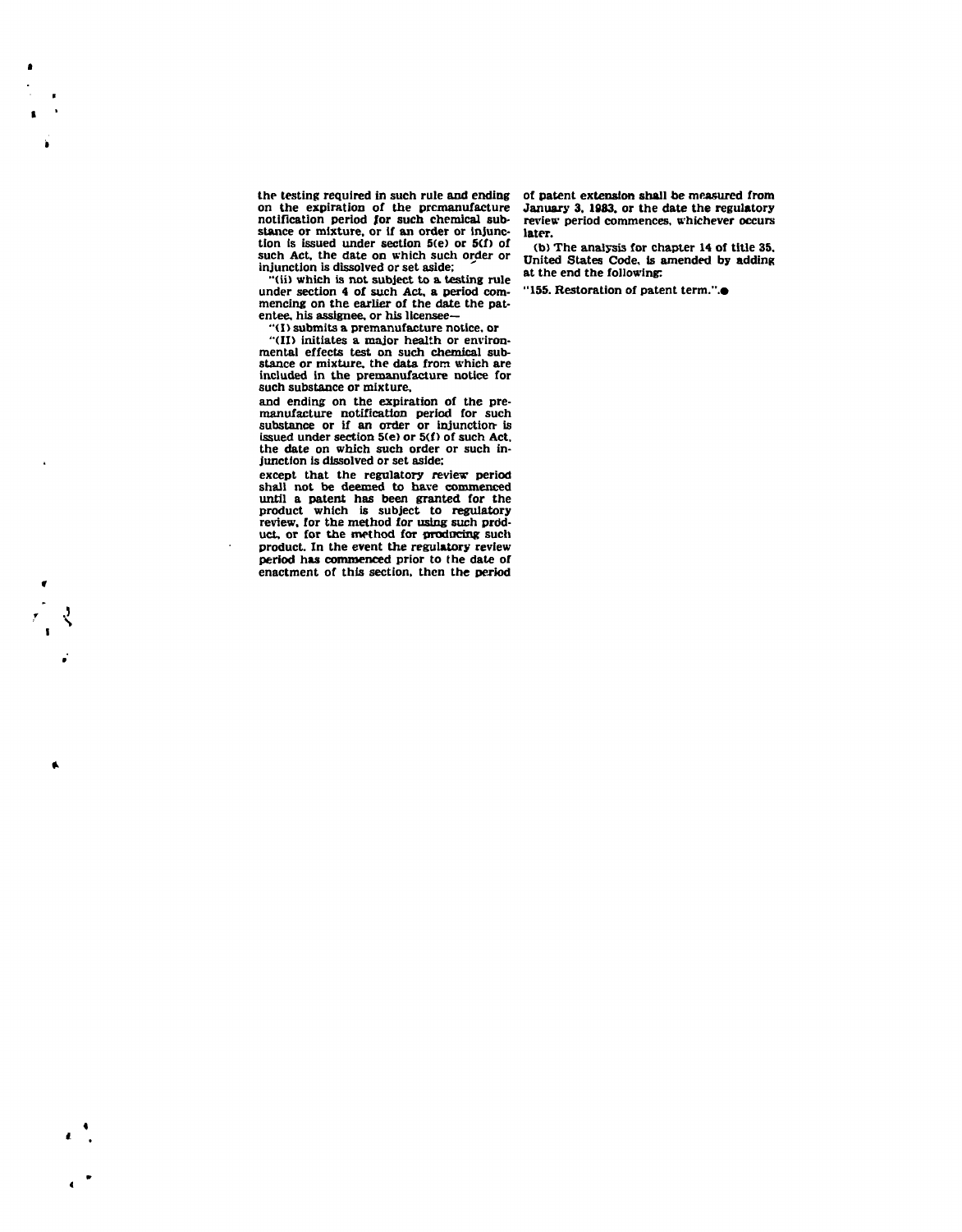the testing required in such rule and ending on the expiration of the premanufacture notification period for such chemical substance or mixture, or if an order or injunction is issued under section 5(e) or 5(f) of such Act, the date on which such order or injunction is dissolved or set aside;

"(ii) which is not subject to a testing rule under section 4 of such Act, a period commencing on the earlier of the date the patentee, his assignee, or his licensee—

"(I) submits a premanufacture notice, or

"(II) initiates a major health or environmental effects test on such chemical substance or mixture, the data from which are included in the premanufacture notice for such substance or mixture,

and ending on the expiration of the premanufacture notification period for such substance or if an order or injunction is issued under section 5(e) or 5(f) of such Act, the date on which such order or such injunction is dissolved or set aside;

except that the regulatory review period shall not be deemed to have commenced until a patent has been granted for the product which is subject to regulatory review, for the method for using such product, or for the method for producing such product. In the event the regulatory review period has commenced prior to the date of enactment of this section, then the period of patent extension shall be measured from January 3, 1983, or the date the regulatory review period commences, whichever occurs later.

(b) The analysis for chapter 14 of title 35, United States Code, is amended by adding at the end the following:

"155. Restoration of patent term.".●